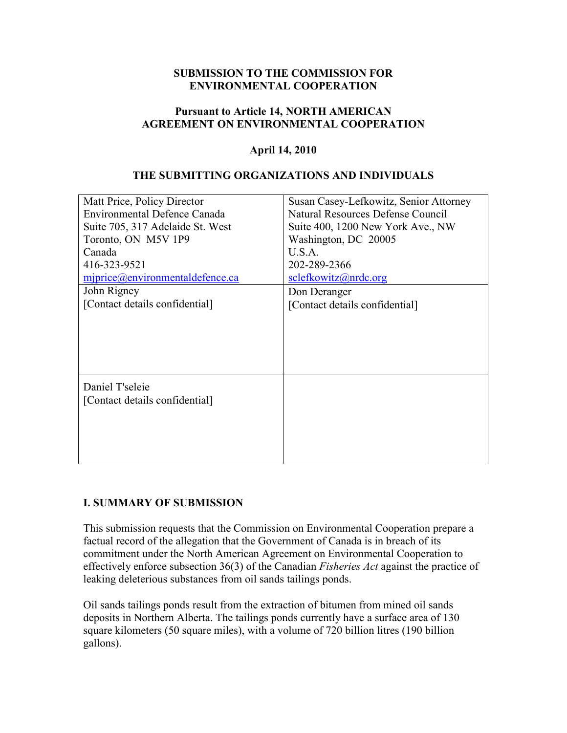**SUBMISSION TO THE COMMISSION FOR ENVIRONMENTAL COOPERATION**

**Pursuant to Article 14, NORTH AMERICAN AGREEMENT ON ENVIRONMENTAL COOPERATION**

**April 14, 2010**

**THE SUBMITTING ORGANIZATIONS AND INDIVIDUALS**

| | |
|---|---|
| Matt Price, Policy Director<br>Environmental Defence Canada<br>Suite 705, 317 Adelaide St. West<br>Toronto, ON M5V 1P9<br>Canada<br>416-323-9521<br>mjprice@environmentaldefence.ca | Susan Casey-Lefkowitz, Senior Attorney<br>Natural Resources Defense Council<br>Suite 400, 1200 New York Ave., NW<br>Washington, DC 20005<br>U.S.A.<br>202-289-2366<br>sclefkowitz@nrdc.org |
| John Rigney<br>[Contact details confidential] | Don Deranger<br>[Contact details confidential] |
| Daniel T'seleie<br>[Contact details confidential] | |

## I. SUMMARY OF SUBMISSION

This submission requests that the Commission on Environmental Cooperation prepare a factual record of the allegation that the Government of Canada is in breach of its commitment under the North American Agreement on Environmental Cooperation to effectively enforce subsection 36(3) of the Canadian *Fisheries Act* against the practice of leaking deleterious substances from oil sands tailings ponds.

Oil sands tailings ponds result from the extraction of bitumen from mined oil sands deposits in Northern Alberta. The tailings ponds currently have a surface area of 130 square kilometers (50 square miles), with a volume of 720 billion litres (190 billion gallons).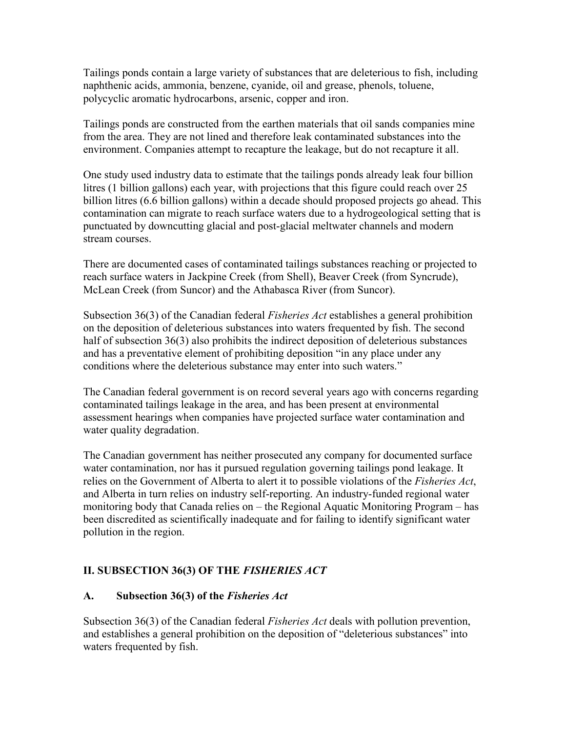Tailings ponds contain a large variety of substances that are deleterious to fish, including naphthenic acids, ammonia, benzene, cyanide, oil and grease, phenols, toluene, polycyclic aromatic hydrocarbons, arsenic, copper and iron.

Tailings ponds are constructed from the earthen materials that oil sands companies mine from the area. They are not lined and therefore leak contaminated substances into the environment. Companies attempt to recapture the leakage, but do not recapture it all.

One study used industry data to estimate that the tailings ponds already leak four billion litres (1 billion gallons) each year, with projections that this figure could reach over 25 billion litres (6.6 billion gallons) within a decade should proposed projects go ahead. This contamination can migrate to reach surface waters due to a hydrogeological setting that is punctuated by downcutting glacial and post-glacial meltwater channels and modern stream courses.

There are documented cases of contaminated tailings substances reaching or projected to reach surface waters in Jackpine Creek (from Shell), Beaver Creek (from Syncrude), McLean Creek (from Suncor) and the Athabasca River (from Suncor).

Subsection 36(3) of the Canadian federal *Fisheries Act* establishes a general prohibition on the deposition of deleterious substances into waters frequented by fish. The second half of subsection 36(3) also prohibits the indirect deposition of deleterious substances and has a preventative element of prohibiting deposition "in any place under any conditions where the deleterious substance may enter into such waters."

The Canadian federal government is on record several years ago with concerns regarding contaminated tailings leakage in the area, and has been present at environmental assessment hearings when companies have projected surface water contamination and water quality degradation.

The Canadian government has neither prosecuted any company for documented surface water contamination, nor has it pursued regulation governing tailings pond leakage. It relies on the Government of Alberta to alert it to possible violations of the *Fisheries Act*, and Alberta in turn relies on industry self-reporting. An industry-funded regional water monitoring body that Canada relies on – the Regional Aquatic Monitoring Program – has been discredited as scientifically inadequate and for failing to identify significant water pollution in the region.

## II. SUBSECTION 36(3) OF THE *FISHERIES ACT*

### A. Subsection 36(3) of the *Fisheries Act*

Subsection 36(3) of the Canadian federal *Fisheries Act* deals with pollution prevention, and establishes a general prohibition on the deposition of "deleterious substances" into waters frequented by fish.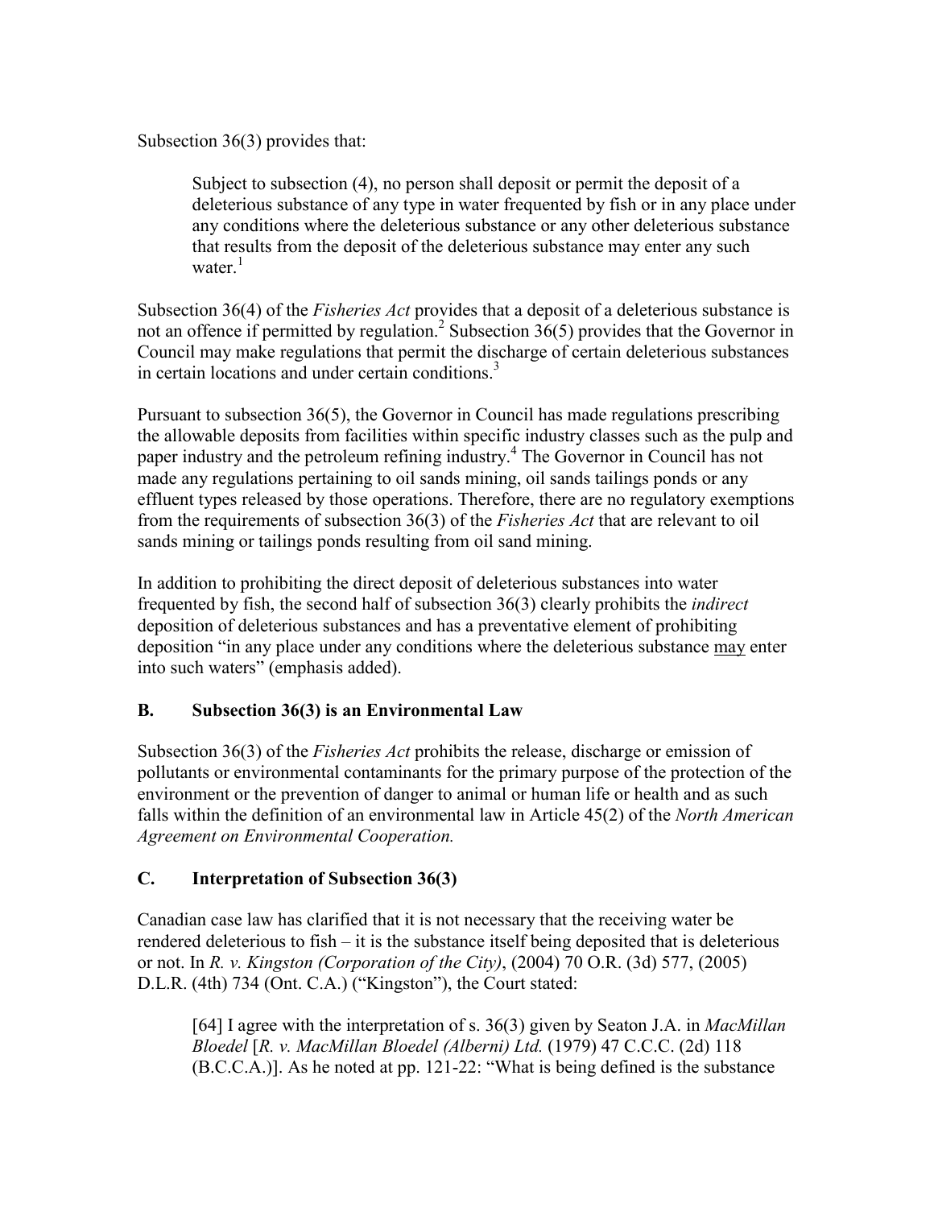Subsection 36(3) provides that:

> Subject to subsection (4), no person shall deposit or permit the deposit of a deleterious substance of any type in water frequented by fish or in any place under any conditions where the deleterious substance or any other deleterious substance that results from the deposit of the deleterious substance may enter any such water.[1]

Subsection 36(4) of the *Fisheries Act* provides that a deposit of a deleterious substance is not an offence if permitted by regulation.[2] Subsection 36(5) provides that the Governor in Council may make regulations that permit the discharge of certain deleterious substances in certain locations and under certain conditions.[3]

Pursuant to subsection 36(5), the Governor in Council has made regulations prescribing the allowable deposits from facilities within specific industry classes such as the pulp and paper industry and the petroleum refining industry.[4] The Governor in Council has not made any regulations pertaining to oil sands mining, oil sands tailings ponds or any effluent types released by those operations. Therefore, there are no regulatory exemptions from the requirements of subsection 36(3) of the *Fisheries Act* that are relevant to oil sands mining or tailings ponds resulting from oil sand mining.

In addition to prohibiting the direct deposit of deleterious substances into water frequented by fish, the second half of subsection 36(3) clearly prohibits the *indirect* deposition of deleterious substances and has a preventative element of prohibiting deposition "in any place under any conditions where the deleterious substance <u>may</u> enter into such waters" (emphasis added).

## B. Subsection 36(3) is an Environmental Law

Subsection 36(3) of the *Fisheries Act* prohibits the release, discharge or emission of pollutants or environmental contaminants for the primary purpose of the protection of the environment or the prevention of danger to animal or human life or health and as such falls within the definition of an environmental law in Article 45(2) of the *North American Agreement on Environmental Cooperation.*

## C. Interpretation of Subsection 36(3)

Canadian case law has clarified that it is not necessary that the receiving water be rendered deleterious to fish – it is the substance itself being deposited that is deleterious or not. In *R. v. Kingston (Corporation of the City)*, (2004) 70 O.R. (3d) 577, (2005) D.L.R. (4th) 734 (Ont. C.A.) ("Kingston"), the Court stated:

> [64] I agree with the interpretation of s. 36(3) given by Seaton J.A. in *MacMillan Bloedel* [*R. v. MacMillan Bloedel (Alberni) Ltd.* (1979) 47 C.C.C. (2d) 118 (B.C.C.A.)]. As he noted at pp. 121-22: "What is being defined is the substance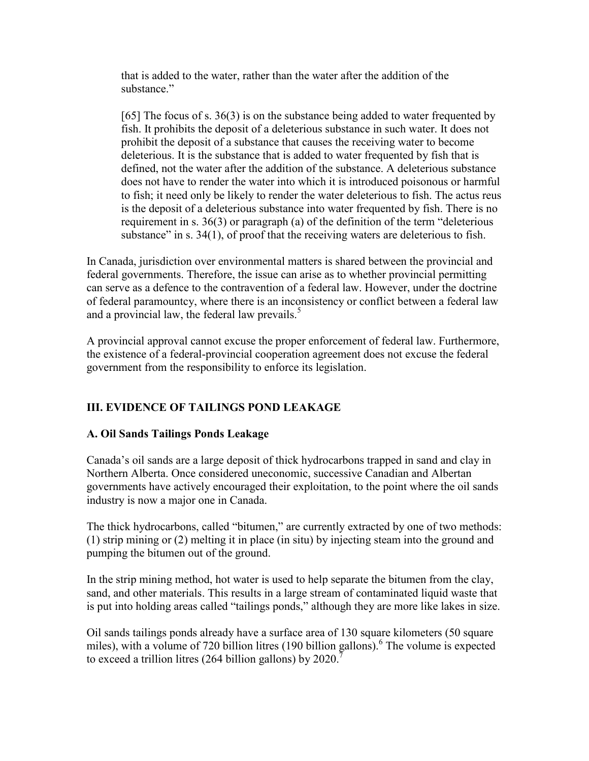> that is added to the water, rather than the water after the addition of the substance."
>
> [65] The focus of s. 36(3) is on the substance being added to water frequented by fish. It prohibits the deposit of a deleterious substance in such water. It does not prohibit the deposit of a substance that causes the receiving water to become deleterious. It is the substance that is added to water frequented by fish that is defined, not the water after the addition of the substance. A deleterious substance does not have to render the water into which it is introduced poisonous or harmful to fish; it need only be likely to render the water deleterious to fish. The actus reus is the deposit of a deleterious substance into water frequented by fish. There is no requirement in s. 36(3) or paragraph (a) of the definition of the term "deleterious substance" in s. 34(1), of proof that the receiving waters are deleterious to fish.

In Canada, jurisdiction over environmental matters is shared between the provincial and federal governments. Therefore, the issue can arise as to whether provincial permitting can serve as a defence to the contravention of a federal law. However, under the doctrine of federal paramountcy, where there is an inconsistency or conflict between a federal law and a provincial law, the federal law prevails.[5]

A provincial approval cannot excuse the proper enforcement of federal law. Furthermore, the existence of a federal-provincial cooperation agreement does not excuse the federal government from the responsibility to enforce its legislation.

## III. EVIDENCE OF TAILINGS POND LEAKAGE

### A. Oil Sands Tailings Ponds Leakage

Canada's oil sands are a large deposit of thick hydrocarbons trapped in sand and clay in Northern Alberta. Once considered uneconomic, successive Canadian and Albertan governments have actively encouraged their exploitation, to the point where the oil sands industry is now a major one in Canada.

The thick hydrocarbons, called "bitumen," are currently extracted by one of two methods: (1) strip mining or (2) melting it in place (in situ) by injecting steam into the ground and pumping the bitumen out of the ground.

In the strip mining method, hot water is used to help separate the bitumen from the clay, sand, and other materials. This results in a large stream of contaminated liquid waste that is put into holding areas called "tailings ponds," although they are more like lakes in size.

Oil sands tailings ponds already have a surface area of 130 square kilometers (50 square miles), with a volume of 720 billion litres (190 billion gallons).[6] The volume is expected to exceed a trillion litres (264 billion gallons) by 2020.[7]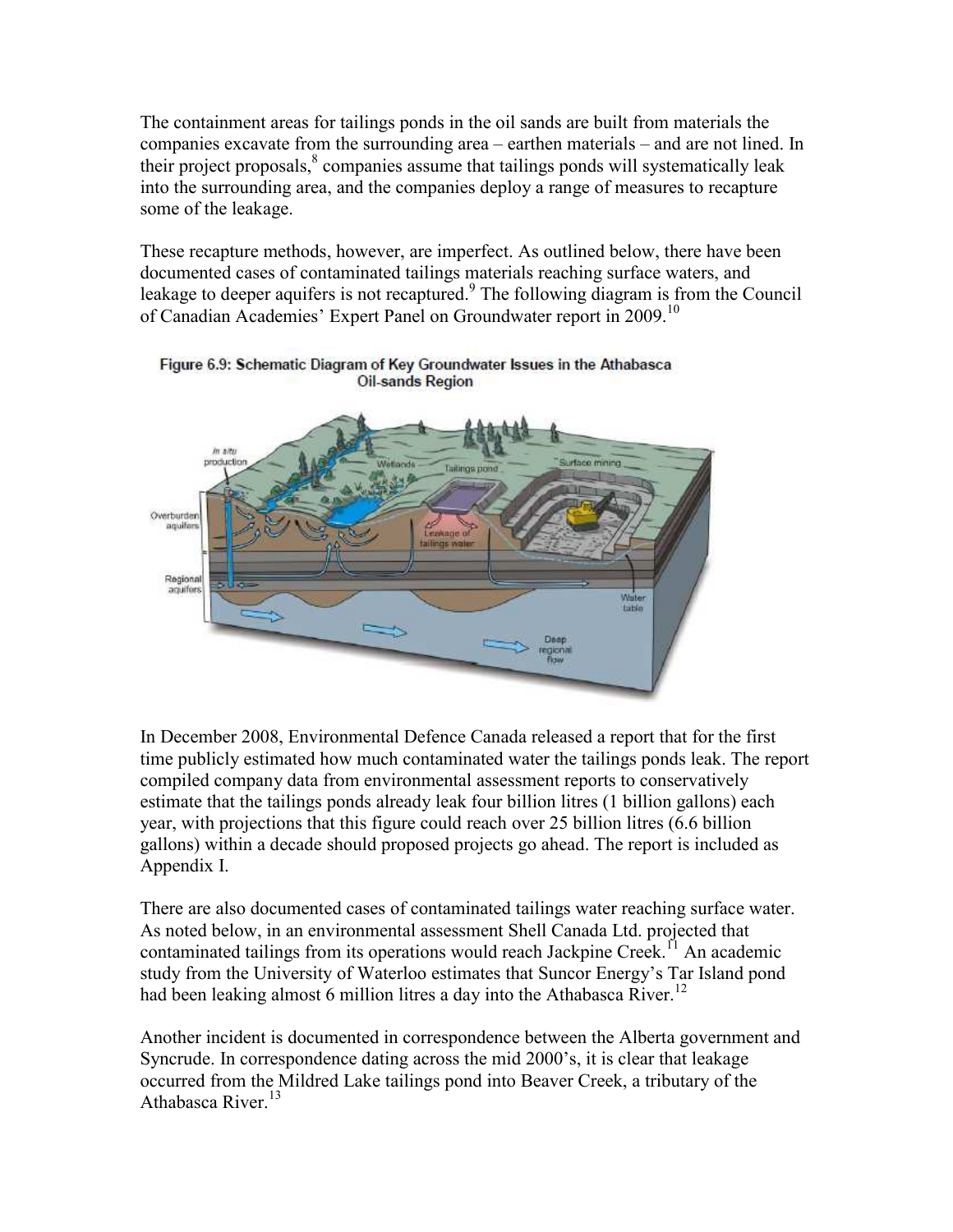The containment areas for tailings ponds in the oil sands are built from materials the companies excavate from the surrounding area – earthen materials – and are not lined. In their project proposals,[8] companies assume that tailings ponds will systematically leak into the surrounding area, and the companies deploy a range of measures to recapture some of the leakage.

These recapture methods, however, are imperfect. As outlined below, there have been documented cases of contaminated tailings materials reaching surface waters, and leakage to deeper aquifers is not recaptured.[9] The following diagram is from the Council of Canadian Academies' Expert Panel on Groundwater report in 2009.[10]

Figure 6.9: Schematic Diagram of Key Groundwater Issues in the Athabasca Oil-sands Region

In December 2008, Environmental Defence Canada released a report that for the first time publicly estimated how much contaminated water the tailings ponds leak. The report compiled company data from environmental assessment reports to conservatively estimate that the tailings ponds already leak four billion litres (1 billion gallons) each year, with projections that this figure could reach over 25 billion litres (6.6 billion gallons) within a decade should proposed projects go ahead. The report is included as Appendix I.

There are also documented cases of contaminated tailings water reaching surface water. As noted below, in an environmental assessment Shell Canada Ltd. projected that contaminated tailings from its operations would reach Jackpine Creek.[11] An academic study from the University of Waterloo estimates that Suncor Energy's Tar Island pond had been leaking almost 6 million litres a day into the Athabasca River.[12]

Another incident is documented in correspondence between the Alberta government and Syncrude. In correspondence dating across the mid 2000's, it is clear that leakage occurred from the Mildred Lake tailings pond into Beaver Creek, a tributary of the Athabasca River.[13]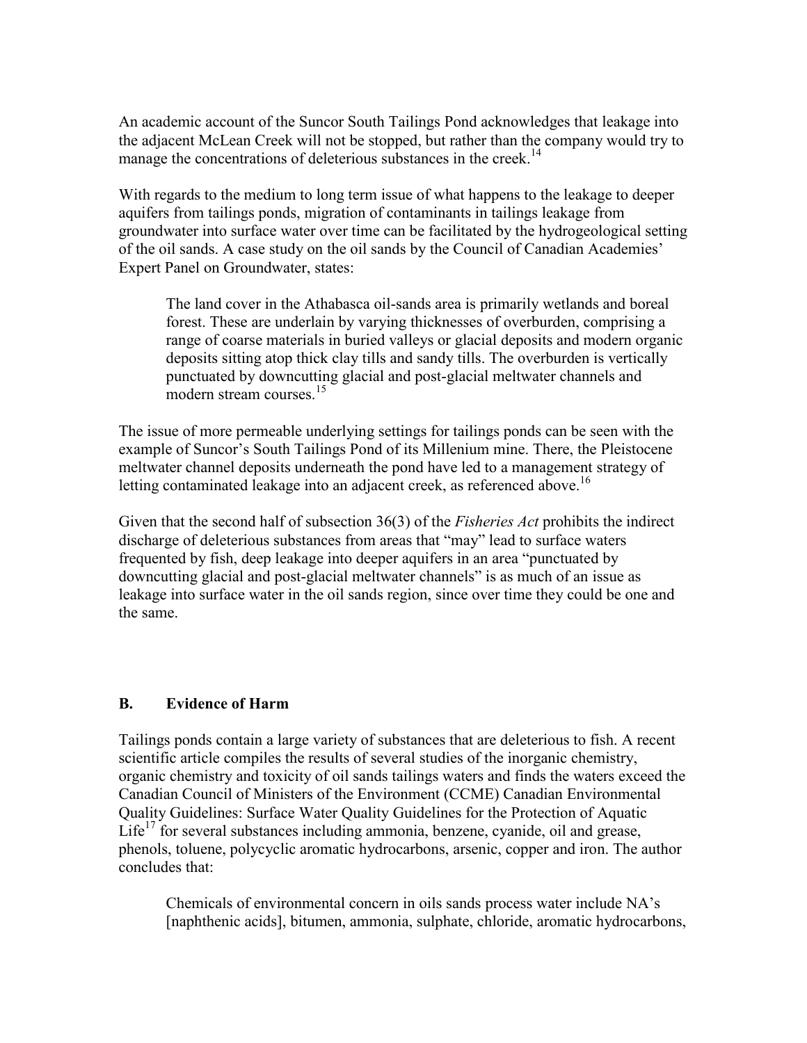An academic account of the Suncor South Tailings Pond acknowledges that leakage into the adjacent McLean Creek will not be stopped, but rather than the company would try to manage the concentrations of deleterious substances in the creek.[14]

With regards to the medium to long term issue of what happens to the leakage to deeper aquifers from tailings ponds, migration of contaminants in tailings leakage from groundwater into surface water over time can be facilitated by the hydrogeological setting of the oil sands. A case study on the oil sands by the Council of Canadian Academies' Expert Panel on Groundwater, states:

> The land cover in the Athabasca oil-sands area is primarily wetlands and boreal forest. These are underlain by varying thicknesses of overburden, comprising a range of coarse materials in buried valleys or glacial deposits and modern organic deposits sitting atop thick clay tills and sandy tills. The overburden is vertically punctuated by downcutting glacial and post-glacial meltwater channels and modern stream courses.[15]

The issue of more permeable underlying settings for tailings ponds can be seen with the example of Suncor's South Tailings Pond of its Millenium mine. There, the Pleistocene meltwater channel deposits underneath the pond have led to a management strategy of letting contaminated leakage into an adjacent creek, as referenced above.[16]

Given that the second half of subsection 36(3) of the *Fisheries Act* prohibits the indirect discharge of deleterious substances from areas that "may" lead to surface waters frequented by fish, deep leakage into deeper aquifers in an area "punctuated by downcutting glacial and post-glacial meltwater channels" is as much of an issue as leakage into surface water in the oil sands region, since over time they could be one and the same.

## B. Evidence of Harm

Tailings ponds contain a large variety of substances that are deleterious to fish. A recent scientific article compiles the results of several studies of the inorganic chemistry, organic chemistry and toxicity of oil sands tailings waters and finds the waters exceed the Canadian Council of Ministers of the Environment (CCME) Canadian Environmental Quality Guidelines: Surface Water Quality Guidelines for the Protection of Aquatic Life[17] for several substances including ammonia, benzene, cyanide, oil and grease, phenols, toluene, polycyclic aromatic hydrocarbons, arsenic, copper and iron. The author concludes that:

> Chemicals of environmental concern in oils sands process water include NA's [naphthenic acids], bitumen, ammonia, sulphate, chloride, aromatic hydrocarbons,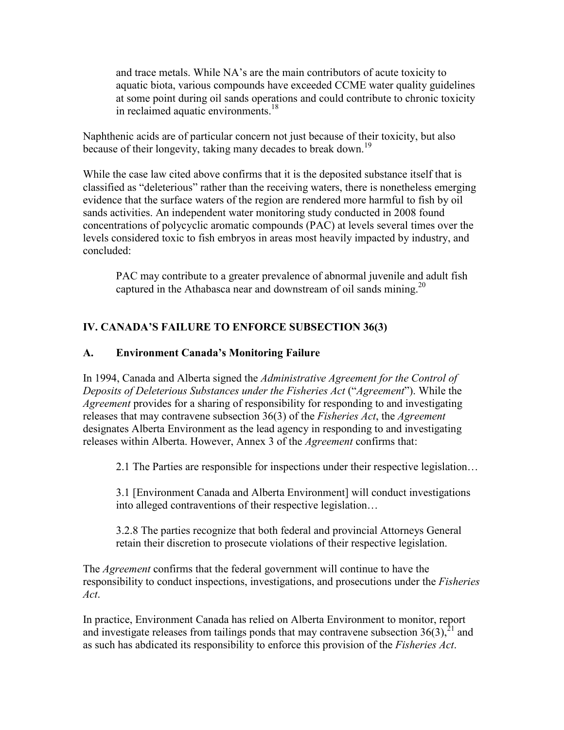> and trace metals. While NA's are the main contributors of acute toxicity to aquatic biota, various compounds have exceeded CCME water quality guidelines at some point during oil sands operations and could contribute to chronic toxicity in reclaimed aquatic environments.[18]

Naphthenic acids are of particular concern not just because of their toxicity, but also because of their longevity, taking many decades to break down.[19]

While the case law cited above confirms that it is the deposited substance itself that is classified as "deleterious" rather than the receiving waters, there is nonetheless emerging evidence that the surface waters of the region are rendered more harmful to fish by oil sands activities. An independent water monitoring study conducted in 2008 found concentrations of polycyclic aromatic compounds (PAC) at levels several times over the levels considered toxic to fish embryos in areas most heavily impacted by industry, and concluded:

> PAC may contribute to a greater prevalence of abnormal juvenile and adult fish captured in the Athabasca near and downstream of oil sands mining.[20]

## IV. CANADA'S FAILURE TO ENFORCE SUBSECTION 36(3)

### A. Environment Canada's Monitoring Failure

In 1994, Canada and Alberta signed the *Administrative Agreement for the Control of Deposits of Deleterious Substances under the Fisheries Act* ("*Agreement*"). While the *Agreement* provides for a sharing of responsibility for responding to and investigating releases that may contravene subsection 36(3) of the *Fisheries Act*, the *Agreement* designates Alberta Environment as the lead agency in responding to and investigating releases within Alberta. However, Annex 3 of the *Agreement* confirms that:

> 2.1 The Parties are responsible for inspections under their respective legislation…
>
> 3.1 [Environment Canada and Alberta Environment] will conduct investigations into alleged contraventions of their respective legislation…
>
> 3.2.8 The parties recognize that both federal and provincial Attorneys General retain their discretion to prosecute violations of their respective legislation.

The *Agreement* confirms that the federal government will continue to have the responsibility to conduct inspections, investigations, and prosecutions under the *Fisheries Act*.

In practice, Environment Canada has relied on Alberta Environment to monitor, report and investigate releases from tailings ponds that may contravene subsection 36(3),[21] and as such has abdicated its responsibility to enforce this provision of the *Fisheries Act*.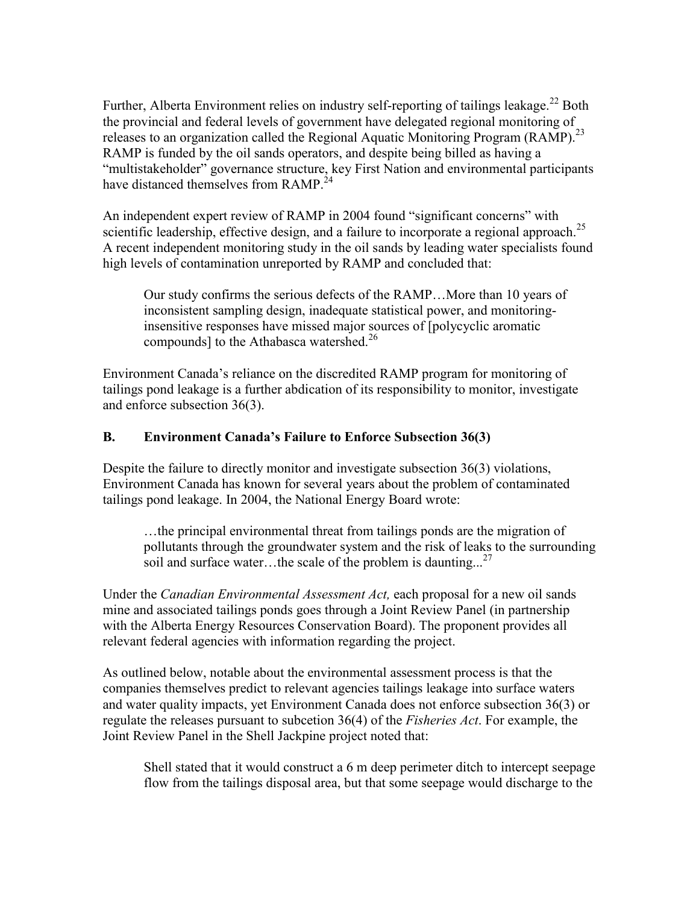Further, Alberta Environment relies on industry self-reporting of tailings leakage.[22] Both the provincial and federal levels of government have delegated regional monitoring of releases to an organization called the Regional Aquatic Monitoring Program (RAMP).[23] RAMP is funded by the oil sands operators, and despite being billed as having a "multistakeholder" governance structure, key First Nation and environmental participants have distanced themselves from RAMP.[24]

An independent expert review of RAMP in 2004 found "significant concerns" with scientific leadership, effective design, and a failure to incorporate a regional approach.[25] A recent independent monitoring study in the oil sands by leading water specialists found high levels of contamination unreported by RAMP and concluded that:

> Our study confirms the serious defects of the RAMP…More than 10 years of inconsistent sampling design, inadequate statistical power, and monitoring-insensitive responses have missed major sources of [polycyclic aromatic compounds] to the Athabasca watershed.[26]

Environment Canada's reliance on the discredited RAMP program for monitoring of tailings pond leakage is a further abdication of its responsibility to monitor, investigate and enforce subsection 36(3).

## B. Environment Canada's Failure to Enforce Subsection 36(3)

Despite the failure to directly monitor and investigate subsection 36(3) violations, Environment Canada has known for several years about the problem of contaminated tailings pond leakage. In 2004, the National Energy Board wrote:

> …the principal environmental threat from tailings ponds are the migration of pollutants through the groundwater system and the risk of leaks to the surrounding soil and surface water…the scale of the problem is daunting...[27]

Under the *Canadian Environmental Assessment Act,* each proposal for a new oil sands mine and associated tailings ponds goes through a Joint Review Panel (in partnership with the Alberta Energy Resources Conservation Board). The proponent provides all relevant federal agencies with information regarding the project.

As outlined below, notable about the environmental assessment process is that the companies themselves predict to relevant agencies tailings leakage into surface waters and water quality impacts, yet Environment Canada does not enforce subsection 36(3) or regulate the releases pursuant to subcetion 36(4) of the *Fisheries Act*. For example, the Joint Review Panel in the Shell Jackpine project noted that:

> Shell stated that it would construct a 6 m deep perimeter ditch to intercept seepage flow from the tailings disposal area, but that some seepage would discharge to the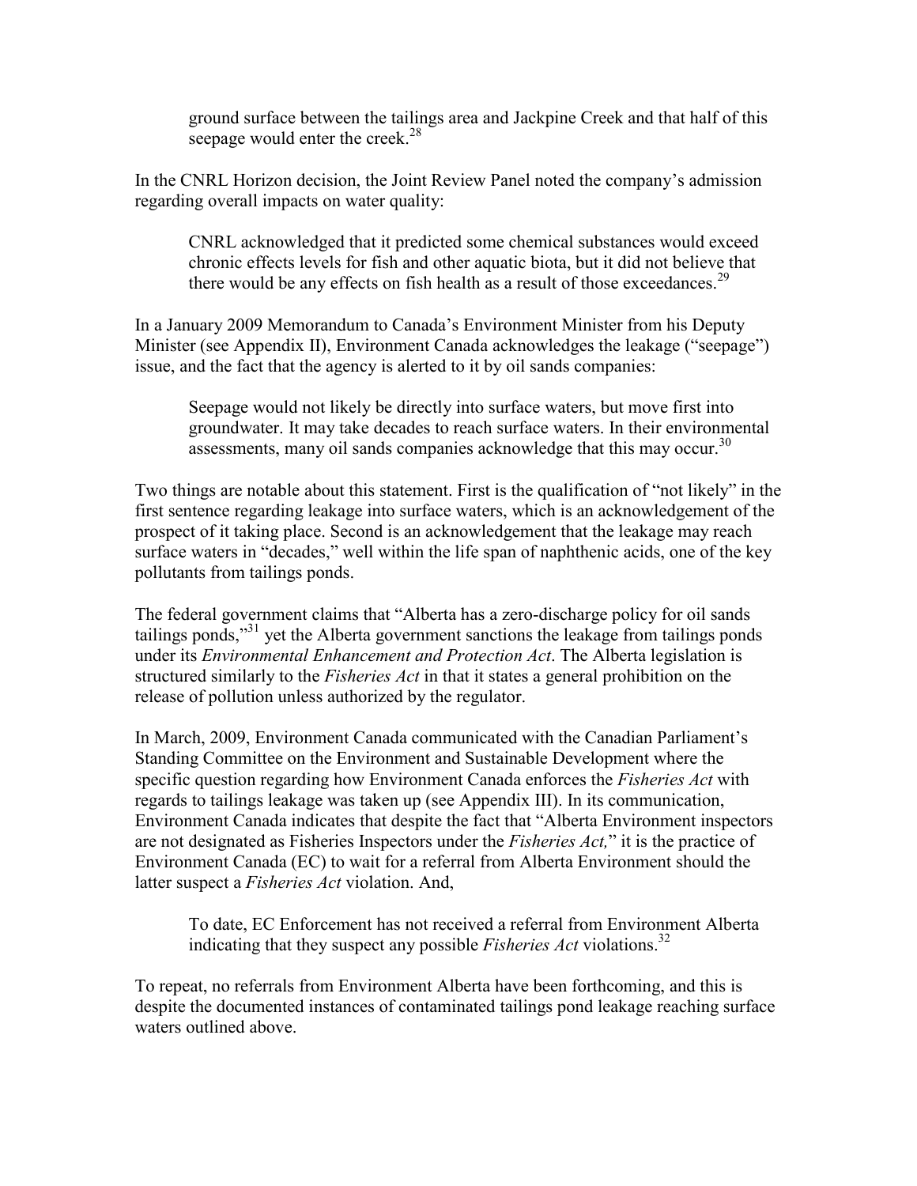ground surface between the tailings area and Jackpine Creek and that half of this seepage would enter the creek.[28]

In the CNRL Horizon decision, the Joint Review Panel noted the company's admission regarding overall impacts on water quality:

> CNRL acknowledged that it predicted some chemical substances would exceed chronic effects levels for fish and other aquatic biota, but it did not believe that there would be any effects on fish health as a result of those exceedances.[29]

In a January 2009 Memorandum to Canada's Environment Minister from his Deputy Minister (see Appendix II), Environment Canada acknowledges the leakage ("seepage") issue, and the fact that the agency is alerted to it by oil sands companies:

> Seepage would not likely be directly into surface waters, but move first into groundwater. It may take decades to reach surface waters. In their environmental assessments, many oil sands companies acknowledge that this may occur.[30]

Two things are notable about this statement. First is the qualification of "not likely" in the first sentence regarding leakage into surface waters, which is an acknowledgement of the prospect of it taking place. Second is an acknowledgement that the leakage may reach surface waters in "decades," well within the life span of naphthenic acids, one of the key pollutants from tailings ponds.

The federal government claims that "Alberta has a zero-discharge policy for oil sands tailings ponds,"[31] yet the Alberta government sanctions the leakage from tailings ponds under its *Environmental Enhancement and Protection Act*. The Alberta legislation is structured similarly to the *Fisheries Act* in that it states a general prohibition on the release of pollution unless authorized by the regulator.

In March, 2009, Environment Canada communicated with the Canadian Parliament's Standing Committee on the Environment and Sustainable Development where the specific question regarding how Environment Canada enforces the *Fisheries Act* with regards to tailings leakage was taken up (see Appendix III). In its communication, Environment Canada indicates that despite the fact that "Alberta Environment inspectors are not designated as Fisheries Inspectors under the *Fisheries Act,*" it is the practice of Environment Canada (EC) to wait for a referral from Alberta Environment should the latter suspect a *Fisheries Act* violation. And,

> To date, EC Enforcement has not received a referral from Environment Alberta indicating that they suspect any possible *Fisheries Act* violations.[32]

To repeat, no referrals from Environment Alberta have been forthcoming, and this is despite the documented instances of contaminated tailings pond leakage reaching surface waters outlined above.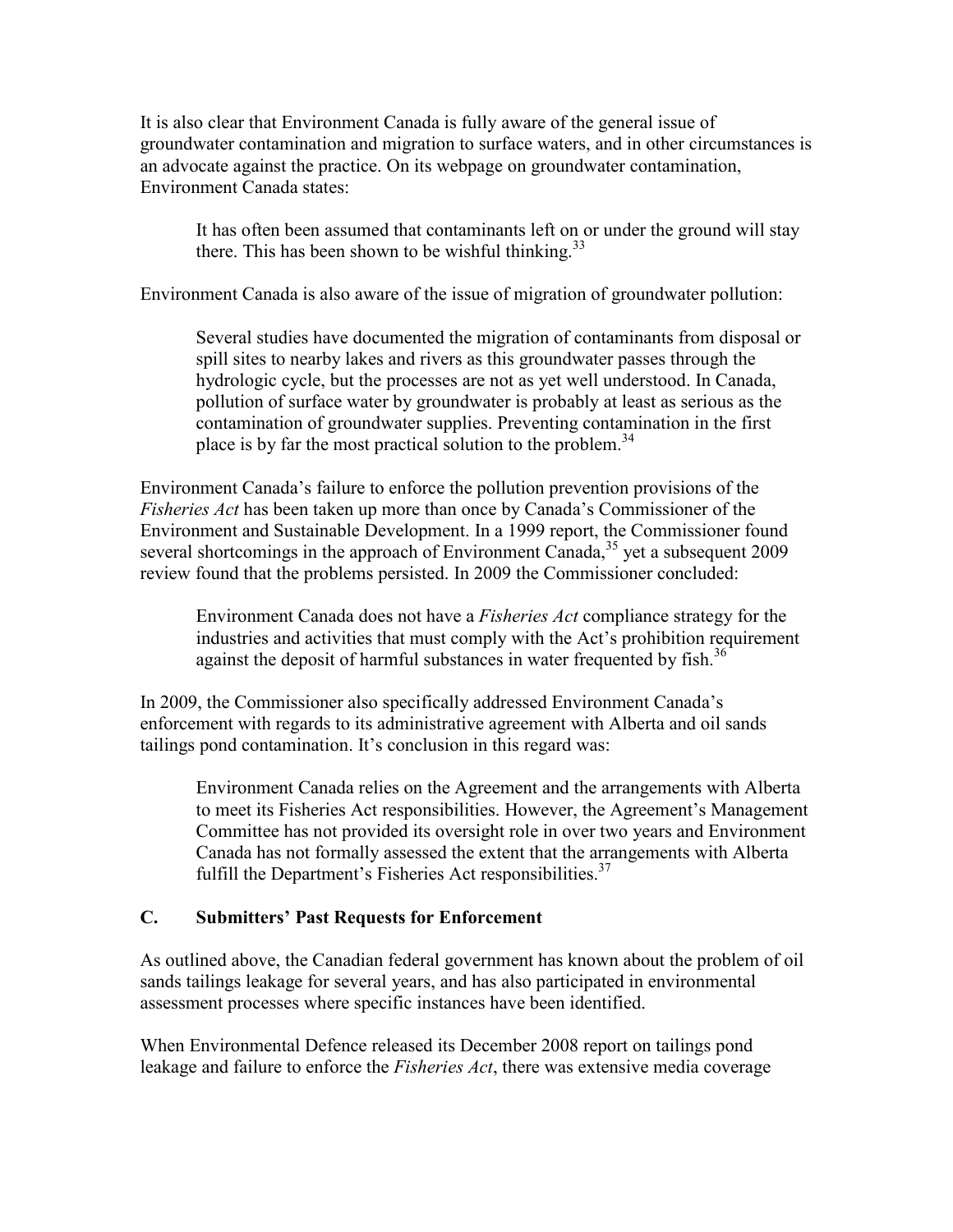It is also clear that Environment Canada is fully aware of the general issue of groundwater contamination and migration to surface waters, and in other circumstances is an advocate against the practice. On its webpage on groundwater contamination, Environment Canada states:

> It has often been assumed that contaminants left on or under the ground will stay there. This has been shown to be wishful thinking.[33]

Environment Canada is also aware of the issue of migration of groundwater pollution:

> Several studies have documented the migration of contaminants from disposal or spill sites to nearby lakes and rivers as this groundwater passes through the hydrologic cycle, but the processes are not as yet well understood. In Canada, pollution of surface water by groundwater is probably at least as serious as the contamination of groundwater supplies. Preventing contamination in the first place is by far the most practical solution to the problem.[34]

Environment Canada's failure to enforce the pollution prevention provisions of the *Fisheries Act* has been taken up more than once by Canada's Commissioner of the Environment and Sustainable Development. In a 1999 report, the Commissioner found several shortcomings in the approach of Environment Canada,[35] yet a subsequent 2009 review found that the problems persisted. In 2009 the Commissioner concluded:

> Environment Canada does not have a *Fisheries Act* compliance strategy for the industries and activities that must comply with the Act's prohibition requirement against the deposit of harmful substances in water frequented by fish.[36]

In 2009, the Commissioner also specifically addressed Environment Canada's enforcement with regards to its administrative agreement with Alberta and oil sands tailings pond contamination. It's conclusion in this regard was:

> Environment Canada relies on the Agreement and the arrangements with Alberta to meet its Fisheries Act responsibilities. However, the Agreement's Management Committee has not provided its oversight role in over two years and Environment Canada has not formally assessed the extent that the arrangements with Alberta fulfill the Department's Fisheries Act responsibilities.[37]

## C. Submitters' Past Requests for Enforcement

As outlined above, the Canadian federal government has known about the problem of oil sands tailings leakage for several years, and has also participated in environmental assessment processes where specific instances have been identified.

When Environmental Defence released its December 2008 report on tailings pond leakage and failure to enforce the *Fisheries Act*, there was extensive media coverage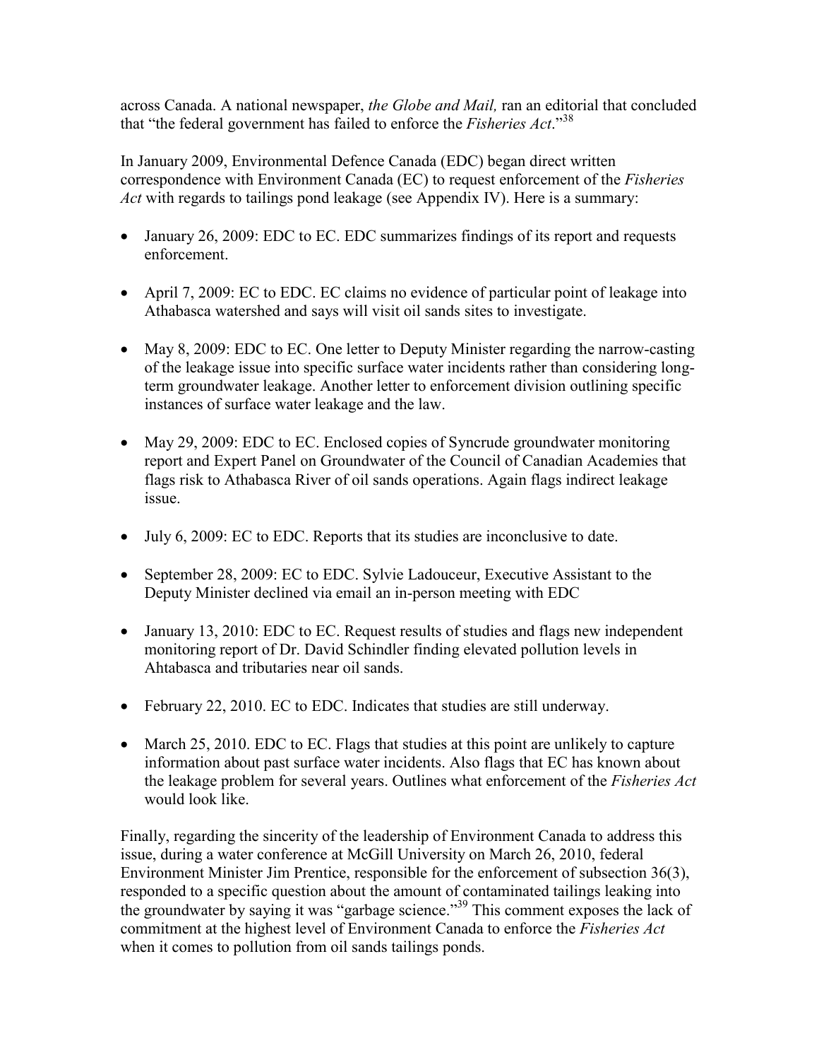across Canada. A national newspaper, *the Globe and Mail,* ran an editorial that concluded that "the federal government has failed to enforce the *Fisheries Act*."[38]

In January 2009, Environmental Defence Canada (EDC) began direct written correspondence with Environment Canada (EC) to request enforcement of the *Fisheries Act* with regards to tailings pond leakage (see Appendix IV). Here is a summary:

- January 26, 2009: EDC to EC. EDC summarizes findings of its report and requests enforcement.
- April 7, 2009: EC to EDC. EC claims no evidence of particular point of leakage into Athabasca watershed and says will visit oil sands sites to investigate.
- May 8, 2009: EDC to EC. One letter to Deputy Minister regarding the narrow-casting of the leakage issue into specific surface water incidents rather than considering long-term groundwater leakage. Another letter to enforcement division outlining specific instances of surface water leakage and the law.
- May 29, 2009: EDC to EC. Enclosed copies of Syncrude groundwater monitoring report and Expert Panel on Groundwater of the Council of Canadian Academies that flags risk to Athabasca River of oil sands operations. Again flags indirect leakage issue.
- July 6, 2009: EC to EDC. Reports that its studies are inconclusive to date.
- September 28, 2009: EC to EDC. Sylvie Ladouceur, Executive Assistant to the Deputy Minister declined via email an in-person meeting with EDC
- January 13, 2010: EDC to EC. Request results of studies and flags new independent monitoring report of Dr. David Schindler finding elevated pollution levels in Ahtabasca and tributaries near oil sands.
- February 22, 2010. EC to EDC. Indicates that studies are still underway.
- March 25, 2010. EDC to EC. Flags that studies at this point are unlikely to capture information about past surface water incidents. Also flags that EC has known about the leakage problem for several years. Outlines what enforcement of the *Fisheries Act* would look like.

Finally, regarding the sincerity of the leadership of Environment Canada to address this issue, during a water conference at McGill University on March 26, 2010, federal Environment Minister Jim Prentice, responsible for the enforcement of subsection 36(3), responded to a specific question about the amount of contaminated tailings leaking into the groundwater by saying it was "garbage science."[39] This comment exposes the lack of commitment at the highest level of Environment Canada to enforce the *Fisheries Act* when it comes to pollution from oil sands tailings ponds.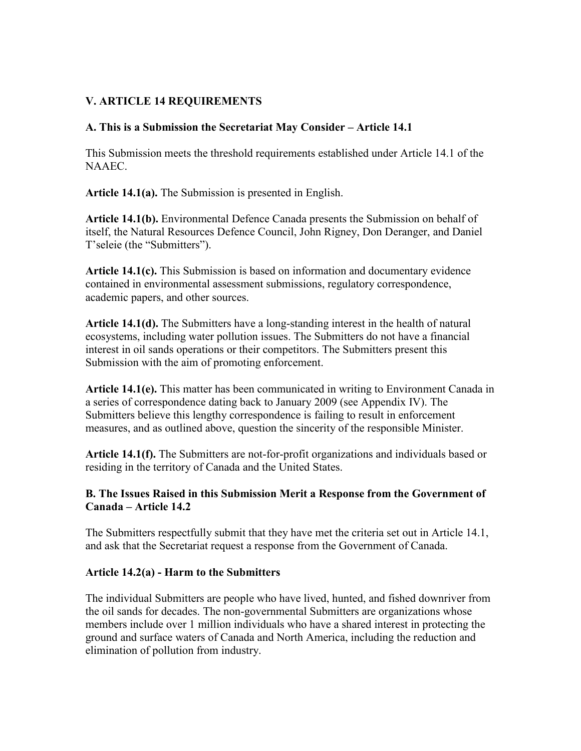## V. ARTICLE 14 REQUIREMENTS

### A. This is a Submission the Secretariat May Consider – Article 14.1

This Submission meets the threshold requirements established under Article 14.1 of the NAAEC.

**Article 14.1(a).** The Submission is presented in English.

**Article 14.1(b).** Environmental Defence Canada presents the Submission on behalf of itself, the Natural Resources Defence Council, John Rigney, Don Deranger, and Daniel T'seleie (the "Submitters").

**Article 14.1(c).** This Submission is based on information and documentary evidence contained in environmental assessment submissions, regulatory correspondence, academic papers, and other sources.

**Article 14.1(d).** The Submitters have a long-standing interest in the health of natural ecosystems, including water pollution issues. The Submitters do not have a financial interest in oil sands operations or their competitors. The Submitters present this Submission with the aim of promoting enforcement.

**Article 14.1(e).** This matter has been communicated in writing to Environment Canada in a series of correspondence dating back to January 2009 (see Appendix IV). The Submitters believe this lengthy correspondence is failing to result in enforcement measures, and as outlined above, question the sincerity of the responsible Minister.

**Article 14.1(f).** The Submitters are not-for-profit organizations and individuals based or residing in the territory of Canada and the United States.

### B. The Issues Raised in this Submission Merit a Response from the Government of Canada – Article 14.2

The Submitters respectfully submit that they have met the criteria set out in Article 14.1, and ask that the Secretariat request a response from the Government of Canada.

#### Article 14.2(a) - Harm to the Submitters

The individual Submitters are people who have lived, hunted, and fished downriver from the oil sands for decades. The non-governmental Submitters are organizations whose members include over 1 million individuals who have a shared interest in protecting the ground and surface waters of Canada and North America, including the reduction and elimination of pollution from industry.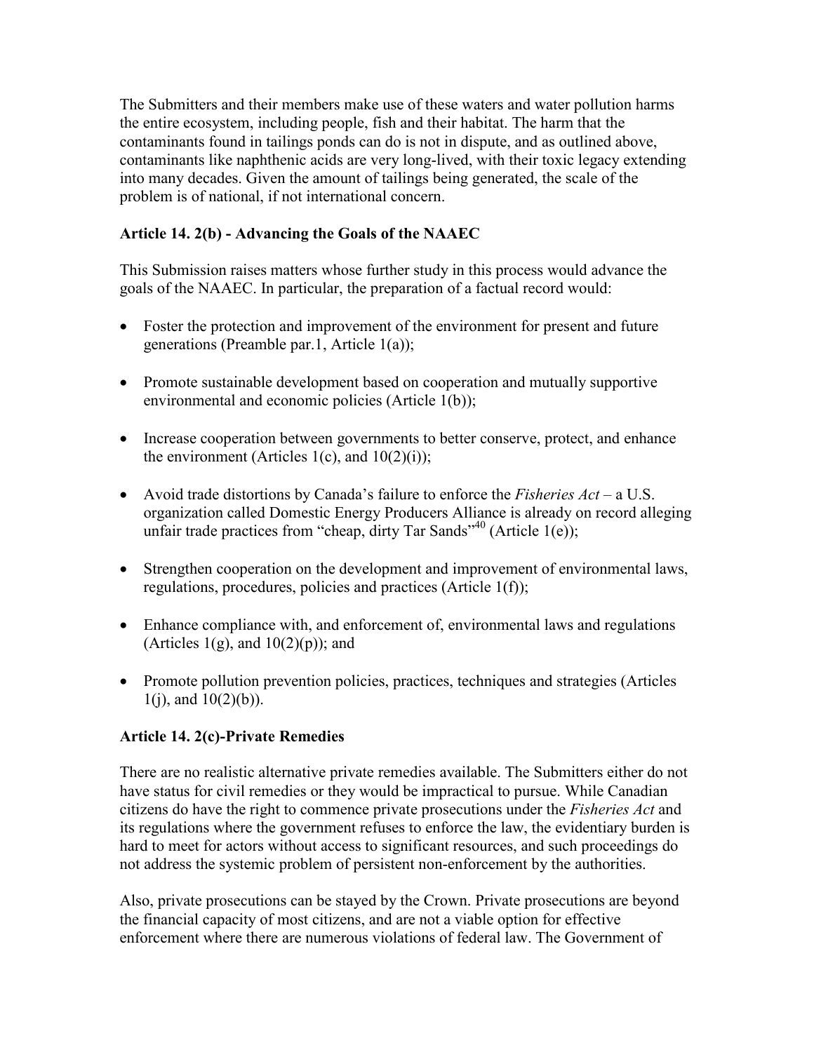The Submitters and their members make use of these waters and water pollution harms the entire ecosystem, including people, fish and their habitat. The harm that the contaminants found in tailings ponds can do is not in dispute, and as outlined above, contaminants like naphthenic acids are very long-lived, with their toxic legacy extending into many decades. Given the amount of tailings being generated, the scale of the problem is of national, if not international concern.

**Article 14. 2(b) - Advancing the Goals of the NAAEC**

This Submission raises matters whose further study in this process would advance the goals of the NAAEC. In particular, the preparation of a factual record would:

- Foster the protection and improvement of the environment for present and future generations (Preamble par.1, Article 1(a));
- Promote sustainable development based on cooperation and mutually supportive environmental and economic policies (Article 1(b));
- Increase cooperation between governments to better conserve, protect, and enhance the environment (Articles 1(c), and 10(2)(i));
- Avoid trade distortions by Canada's failure to enforce the *Fisheries Act* – a U.S. organization called Domestic Energy Producers Alliance is already on record alleging unfair trade practices from "cheap, dirty Tar Sands"[40] (Article 1(e));
- Strengthen cooperation on the development and improvement of environmental laws, regulations, procedures, policies and practices (Article 1(f));
- Enhance compliance with, and enforcement of, environmental laws and regulations (Articles 1(g), and 10(2)(p)); and
- Promote pollution prevention policies, practices, techniques and strategies (Articles 1(j), and 10(2)(b)).

**Article 14. 2(c)-Private Remedies**

There are no realistic alternative private remedies available. The Submitters either do not have status for civil remedies or they would be impractical to pursue. While Canadian citizens do have the right to commence private prosecutions under the *Fisheries Act* and its regulations where the government refuses to enforce the law, the evidentiary burden is hard to meet for actors without access to significant resources, and such proceedings do not address the systemic problem of persistent non-enforcement by the authorities.

Also, private prosecutions can be stayed by the Crown. Private prosecutions are beyond the financial capacity of most citizens, and are not a viable option for effective enforcement where there are numerous violations of federal law. The Government of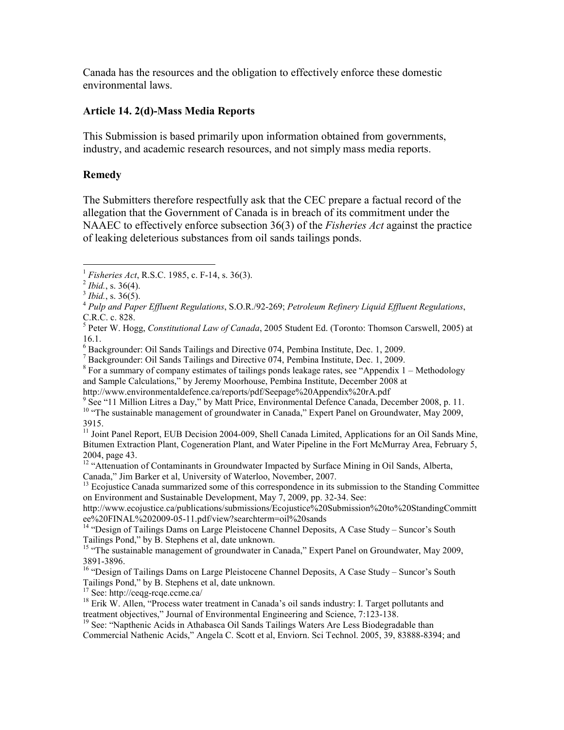Canada has the resources and the obligation to effectively enforce these domestic environmental laws.

**Article 14. 2(d)-Mass Media Reports**

This Submission is based primarily upon information obtained from governments, industry, and academic research resources, and not simply mass media reports.

**Remedy**

The Submitters therefore respectfully ask that the CEC prepare a factual record of the allegation that the Government of Canada is in breach of its commitment under the NAAEC to effectively enforce subsection 36(3) of the *Fisheries Act* against the practice of leaking deleterious substances from oil sands tailings ponds.

---

[1] *Fisheries Act*, R.S.C. 1985, c. F-14, s. 36(3).

[2] *Ibid.*, s. 36(4).

[3] *Ibid.*, s. 36(5).

[4] *Pulp and Paper Effluent Regulations*, S.O.R./92-269; *Petroleum Refinery Liquid Effluent Regulations*, C.R.C. c. 828.

[5] Peter W. Hogg, *Constitutional Law of Canada*, 2005 Student Ed. (Toronto: Thomson Carswell, 2005) at 16.1.

[6] Backgrounder: Oil Sands Tailings and Directive 074, Pembina Institute, Dec. 1, 2009.

[7] Backgrounder: Oil Sands Tailings and Directive 074, Pembina Institute, Dec. 1, 2009.

[8] For a summary of company estimates of tailings ponds leakage rates, see "Appendix 1 – Methodology and Sample Calculations," by Jeremy Moorhouse, Pembina Institute, December 2008 at http://www.environmentaldefence.ca/reports/pdf/Seepage%20Appendix%20rA.pdf

[9] See "11 Million Litres a Day," by Matt Price, Environmental Defence Canada, December 2008, p. 11.

[10] "The sustainable management of groundwater in Canada," Expert Panel on Groundwater, May 2009, 3915.

[11] Joint Panel Report, EUB Decision 2004-009, Shell Canada Limited, Applications for an Oil Sands Mine, Bitumen Extraction Plant, Cogeneration Plant, and Water Pipeline in the Fort McMurray Area, February 5, 2004, page 43.

[12] "Attenuation of Contaminants in Groundwater Impacted by Surface Mining in Oil Sands, Alberta, Canada," Jim Barker et al, University of Waterloo, November, 2007.

[13] Ecojustice Canada summarized some of this correspondence in its submission to the Standing Committee on Environment and Sustainable Development, May 7, 2009, pp. 32-34. See: http://www.ecojustice.ca/publications/submissions/Ecojustice%20Submission%20to%20StandingCommittee%20FINAL%202009-05-11.pdf/view?searchterm=oil%20sands

[14] "Design of Tailings Dams on Large Pleistocene Channel Deposits, A Case Study – Suncor's South Tailings Pond," by B. Stephens et al, date unknown.

[15] "The sustainable management of groundwater in Canada," Expert Panel on Groundwater, May 2009, 3891-3896.

[16] "Design of Tailings Dams on Large Pleistocene Channel Deposits, A Case Study – Suncor's South Tailings Pond," by B. Stephens et al, date unknown.

[17] See: http://ceqg-rcqe.ccme.ca/

[18] Erik W. Allen, "Process water treatment in Canada's oil sands industry: I. Target pollutants and treatment objectives," Journal of Environmental Engineering and Science, 7:123-138.

[19] See: "Napthenic Acids in Athabasca Oil Sands Tailings Waters Are Less Biodegradable than Commercial Nathenic Acids," Angela C. Scott et al, Enviorn. Sci Technol. 2005, 39, 83888-8394; and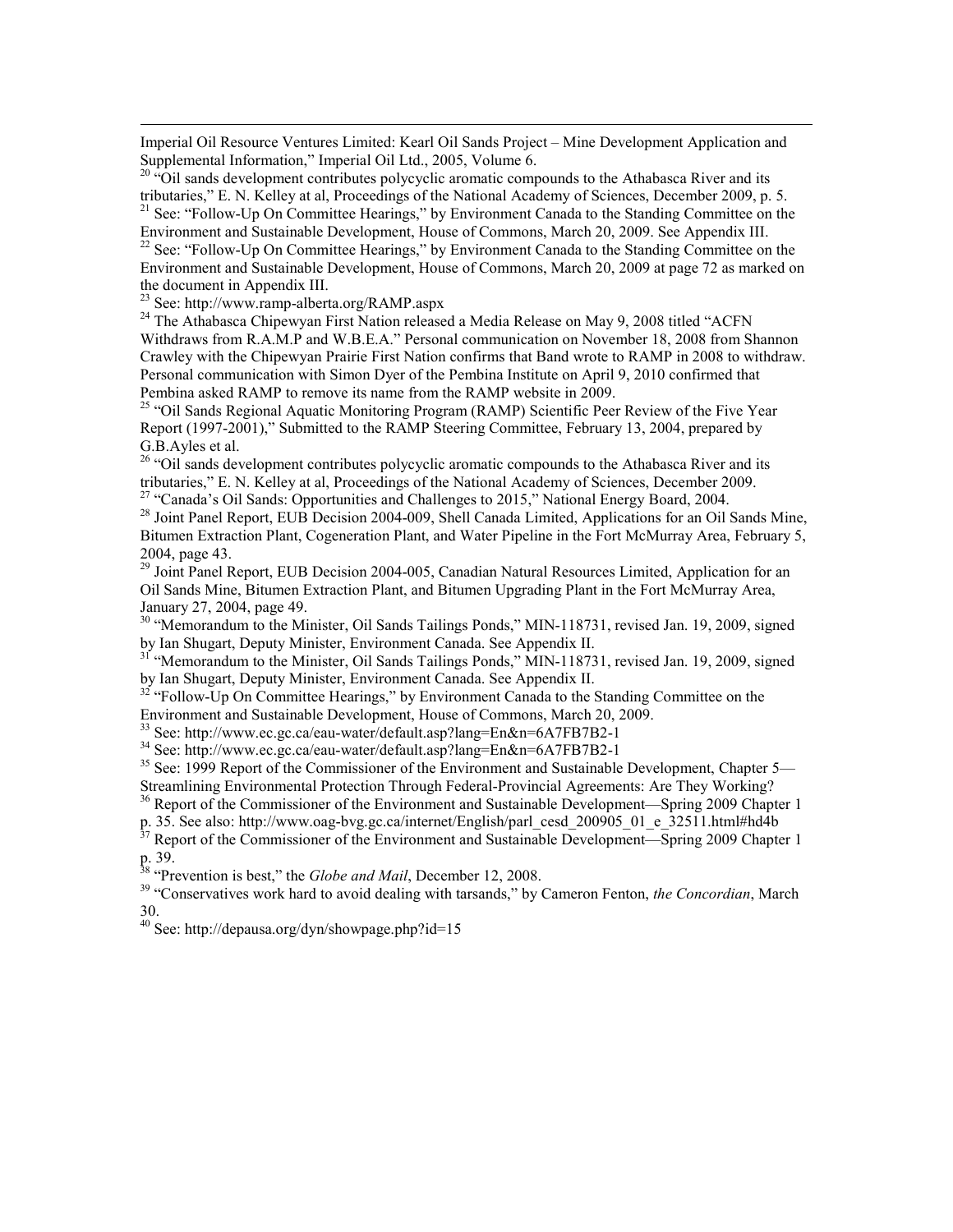Imperial Oil Resource Ventures Limited: Kearl Oil Sands Project – Mine Development Application and Supplemental Information," Imperial Oil Ltd., 2005, Volume 6.

[20] "Oil sands development contributes polycyclic aromatic compounds to the Athabasca River and its tributaries," E. N. Kelley at al, Proceedings of the National Academy of Sciences, December 2009, p. 5.

[21] See: "Follow-Up On Committee Hearings," by Environment Canada to the Standing Committee on the Environment and Sustainable Development, House of Commons, March 20, 2009. See Appendix III.

[22] See: "Follow-Up On Committee Hearings," by Environment Canada to the Standing Committee on the Environment and Sustainable Development, House of Commons, March 20, 2009 at page 72 as marked on the document in Appendix III.

[23] See: http://www.ramp-alberta.org/RAMP.aspx

[24] The Athabasca Chipewyan First Nation released a Media Release on May 9, 2008 titled "ACFN Withdraws from R.A.M.P and W.B.E.A." Personal communication on November 18, 2008 from Shannon Crawley with the Chipewyan Prairie First Nation confirms that Band wrote to RAMP in 2008 to withdraw. Personal communication with Simon Dyer of the Pembina Institute on April 9, 2010 confirmed that Pembina asked RAMP to remove its name from the RAMP website in 2009.

[25] "Oil Sands Regional Aquatic Monitoring Program (RAMP) Scientific Peer Review of the Five Year Report (1997-2001)," Submitted to the RAMP Steering Committee, February 13, 2004, prepared by G.B.Ayles et al.

[26] "Oil sands development contributes polycyclic aromatic compounds to the Athabasca River and its tributaries," E. N. Kelley at al, Proceedings of the National Academy of Sciences, December 2009.

[27] "Canada's Oil Sands: Opportunities and Challenges to 2015," National Energy Board, 2004.

[28] Joint Panel Report, EUB Decision 2004-009, Shell Canada Limited, Applications for an Oil Sands Mine, Bitumen Extraction Plant, Cogeneration Plant, and Water Pipeline in the Fort McMurray Area, February 5, 2004, page 43.

[29] Joint Panel Report, EUB Decision 2004-005, Canadian Natural Resources Limited, Application for an Oil Sands Mine, Bitumen Extraction Plant, and Bitumen Upgrading Plant in the Fort McMurray Area, January 27, 2004, page 49.

[30] "Memorandum to the Minister, Oil Sands Tailings Ponds," MIN-118731, revised Jan. 19, 2009, signed by Ian Shugart, Deputy Minister, Environment Canada. See Appendix II.

[31] "Memorandum to the Minister, Oil Sands Tailings Ponds," MIN-118731, revised Jan. 19, 2009, signed by Ian Shugart, Deputy Minister, Environment Canada. See Appendix II.

[32] "Follow-Up On Committee Hearings," by Environment Canada to the Standing Committee on the Environment and Sustainable Development, House of Commons, March 20, 2009.

[33] See: http://www.ec.gc.ca/eau-water/default.asp?lang=En&n=6A7FB7B2-1

[34] See: http://www.ec.gc.ca/eau-water/default.asp?lang=En&n=6A7FB7B2-1

[35] See: 1999 Report of the Commissioner of the Environment and Sustainable Development, Chapter 5—Streamlining Environmental Protection Through Federal-Provincial Agreements: Are They Working?

[36] Report of the Commissioner of the Environment and Sustainable Development—Spring 2009 Chapter 1 p. 35. See also: http://www.oag-bvg.gc.ca/internet/English/parl_cesd_200905_01_e_32511.html#hd4b

[37] Report of the Commissioner of the Environment and Sustainable Development—Spring 2009 Chapter 1 p. 39.

[38] "Prevention is best," the *Globe and Mail*, December 12, 2008.

[39] "Conservatives work hard to avoid dealing with tarsands," by Cameron Fenton, *the Concordian*, March 30.

[40] See: http://depausa.org/dyn/showpage.php?id=15